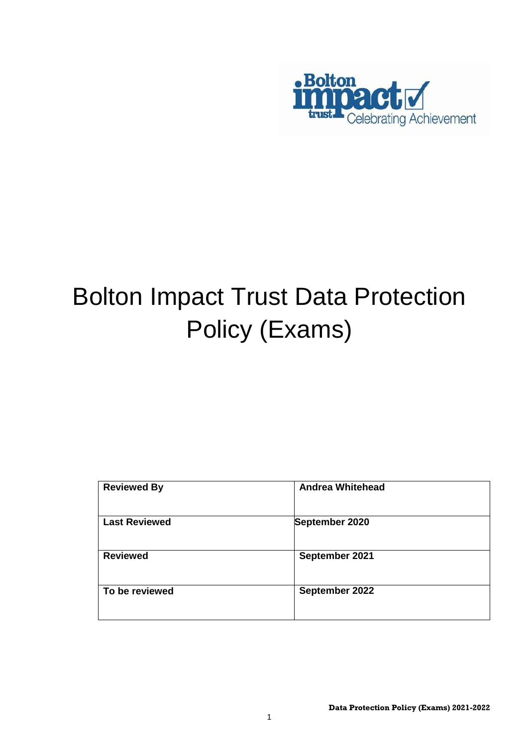# Bolton Impact Trust Data Protection Policy (Exams)

| **Reviewed By** | **Andrea Whitehead** |
|---|---|
| **Last Reviewed** | **September 2020** |
| **Reviewed** | **September 2021** |
| **To be reviewed** | **September 2022** |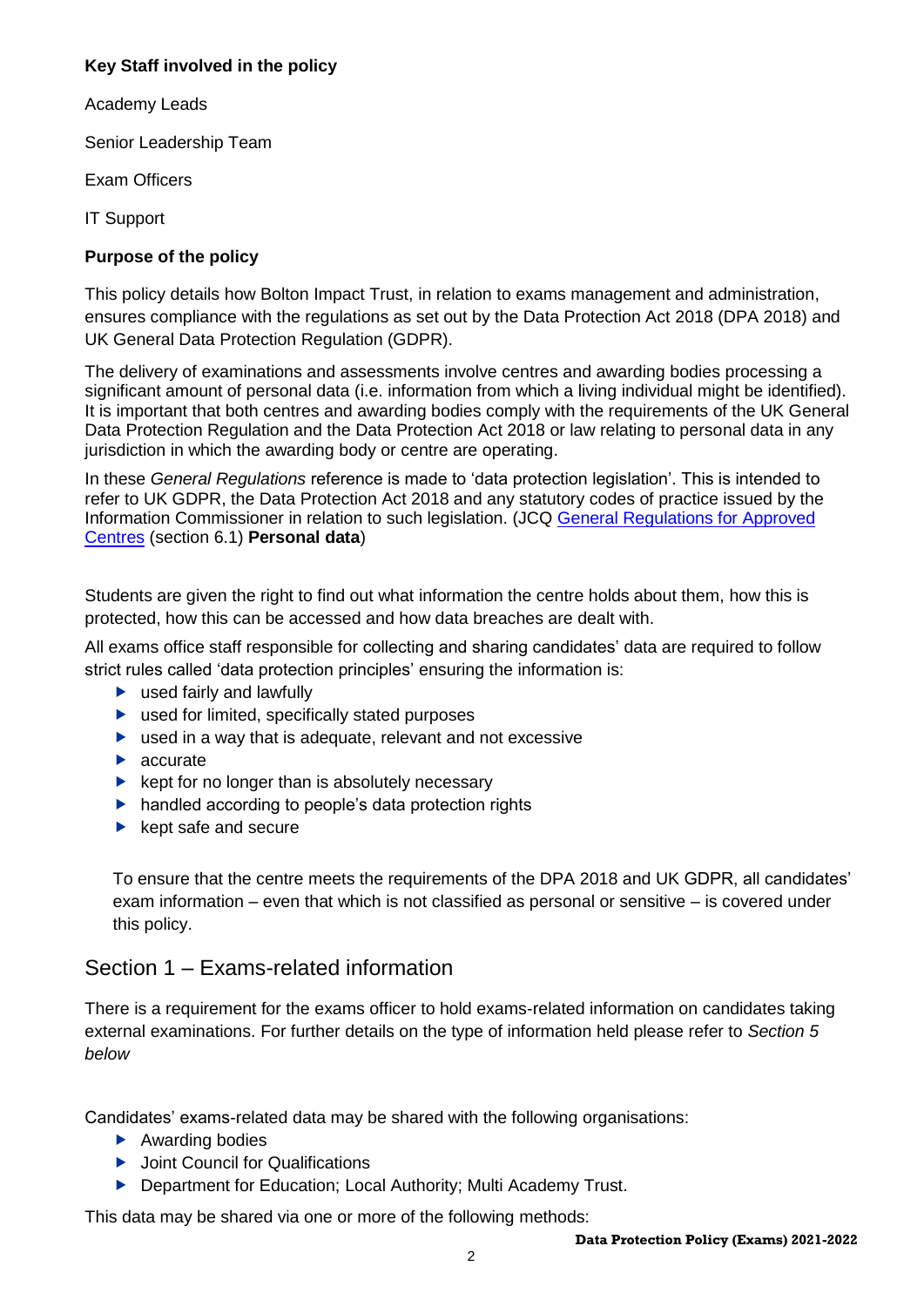**Key Staff involved in the policy**

Academy Leads

Senior Leadership Team

Exam Officers

IT Support

**Purpose of the policy**

This policy details how Bolton Impact Trust, in relation to exams management and administration, ensures compliance with the regulations as set out by the Data Protection Act 2018 (DPA 2018) and UK General Data Protection Regulation (GDPR).

The delivery of examinations and assessments involve centres and awarding bodies processing a significant amount of personal data (i.e. information from which a living individual might be identified). It is important that both centres and awarding bodies comply with the requirements of the UK General Data Protection Regulation and the Data Protection Act 2018 or law relating to personal data in any jurisdiction in which the awarding body or centre are operating.

In these *General Regulations* reference is made to 'data protection legislation'. This is intended to refer to UK GDPR, the Data Protection Act 2018 and any statutory codes of practice issued by the Information Commissioner in relation to such legislation. (JCQ General Regulations for Approved Centres (section 6.1) **Personal data**)

Students are given the right to find out what information the centre holds about them, how this is protected, how this can be accessed and how data breaches are dealt with.

All exams office staff responsible for collecting and sharing candidates' data are required to follow strict rules called 'data protection principles' ensuring the information is:

- used fairly and lawfully
- used for limited, specifically stated purposes
- used in a way that is adequate, relevant and not excessive
- accurate
- kept for no longer than is absolutely necessary
- handled according to people's data protection rights
- kept safe and secure

To ensure that the centre meets the requirements of the DPA 2018 and UK GDPR, all candidates' exam information – even that which is not classified as personal or sensitive – is covered under this policy.

## Section 1 – Exams-related information

There is a requirement for the exams officer to hold exams-related information on candidates taking external examinations. For further details on the type of information held please refer to *Section 5 below*

Candidates' exams-related data may be shared with the following organisations:

- Awarding bodies
- Joint Council for Qualifications
- Department for Education; Local Authority; Multi Academy Trust.

This data may be shared via one or more of the following methods: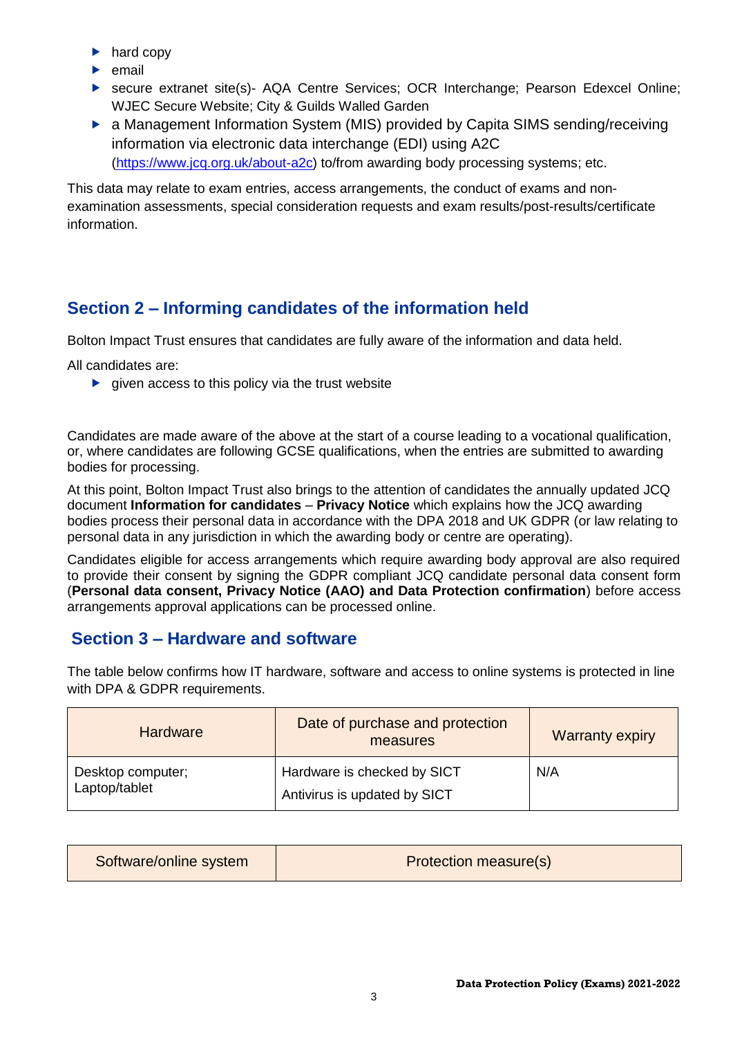- hard copy
- email
- secure extranet site(s)- AQA Centre Services; OCR Interchange; Pearson Edexcel Online; WJEC Secure Website; City & Guilds Walled Garden
- a Management Information System (MIS) provided by Capita SIMS sending/receiving information via electronic data interchange (EDI) using A2C (https://www.jcq.org.uk/about-a2c) to/from awarding body processing systems; etc.

This data may relate to exam entries, access arrangements, the conduct of exams and non-examination assessments, special consideration requests and exam results/post-results/certificate information.

## Section 2 – Informing candidates of the information held

Bolton Impact Trust ensures that candidates are fully aware of the information and data held.

All candidates are:

- given access to this policy via the trust website

Candidates are made aware of the above at the start of a course leading to a vocational qualification, or, where candidates are following GCSE qualifications, when the entries are submitted to awarding bodies for processing.

At this point, Bolton Impact Trust also brings to the attention of candidates the annually updated JCQ document **Information for candidates** – **Privacy Notice** which explains how the JCQ awarding bodies process their personal data in accordance with the DPA 2018 and UK GDPR (or law relating to personal data in any jurisdiction in which the awarding body or centre are operating).

Candidates eligible for access arrangements which require awarding body approval are also required to provide their consent by signing the GDPR compliant JCQ candidate personal data consent form (**Personal data consent, Privacy Notice (AAO) and Data Protection confirmation**) before access arrangements approval applications can be processed online.

## Section 3 – Hardware and software

The table below confirms how IT hardware, software and access to online systems is protected in line with DPA & GDPR requirements.

| Hardware | Date of purchase and protection measures | Warranty expiry |
| --- | --- | --- |
| Desktop computer; Laptop/tablet | Hardware is checked by SICT<br>Antivirus is updated by SICT | N/A |

| Software/online system | Protection measure(s) |
| --- | --- |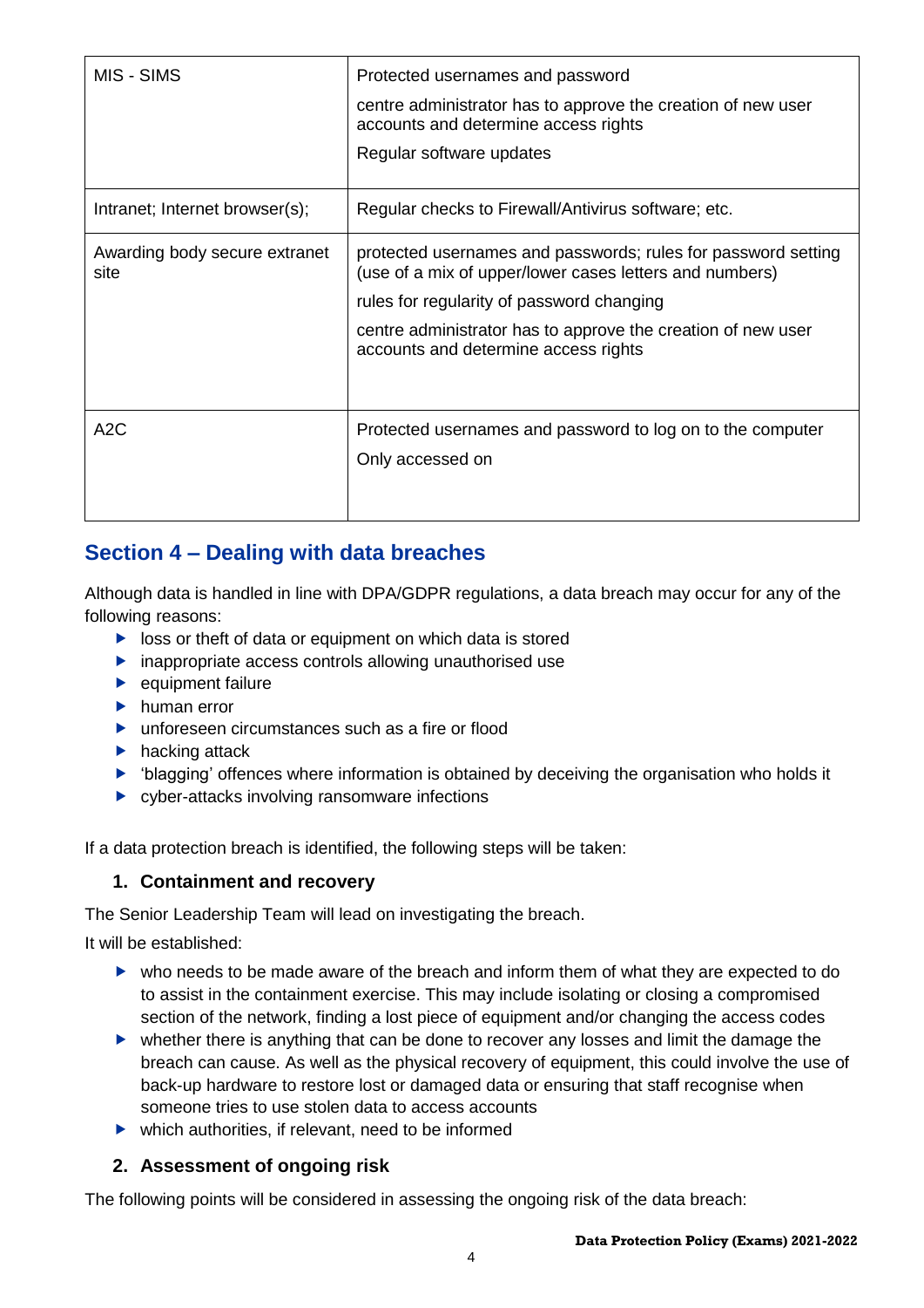| | |
|---|---|
| MIS - SIMS | Protected usernames and password<br>centre administrator has to approve the creation of new user accounts and determine access rights<br>Regular software updates |
| Intranet; Internet browser(s); | Regular checks to Firewall/Antivirus software; etc. |
| Awarding body secure extranet site | protected usernames and passwords; rules for password setting (use of a mix of upper/lower cases letters and numbers)<br>rules for regularity of password changing<br>centre administrator has to approve the creation of new user accounts and determine access rights |
| A2C | Protected usernames and password to log on to the computer<br>Only accessed on |

## Section 4 – Dealing with data breaches

Although data is handled in line with DPA/GDPR regulations, a data breach may occur for any of the following reasons:

- loss or theft of data or equipment on which data is stored
- inappropriate access controls allowing unauthorised use
- equipment failure
- human error
- unforeseen circumstances such as a fire or flood
- hacking attack
- 'blagging' offences where information is obtained by deceiving the organisation who holds it
- cyber-attacks involving ransomware infections

If a data protection breach is identified, the following steps will be taken:

### 1. Containment and recovery

The Senior Leadership Team will lead on investigating the breach.

It will be established:

- who needs to be made aware of the breach and inform them of what they are expected to do to assist in the containment exercise. This may include isolating or closing a compromised section of the network, finding a lost piece of equipment and/or changing the access codes
- whether there is anything that can be done to recover any losses and limit the damage the breach can cause. As well as the physical recovery of equipment, this could involve the use of back-up hardware to restore lost or damaged data or ensuring that staff recognise when someone tries to use stolen data to access accounts
- which authorities, if relevant, need to be informed

### 2. Assessment of ongoing risk

The following points will be considered in assessing the ongoing risk of the data breach: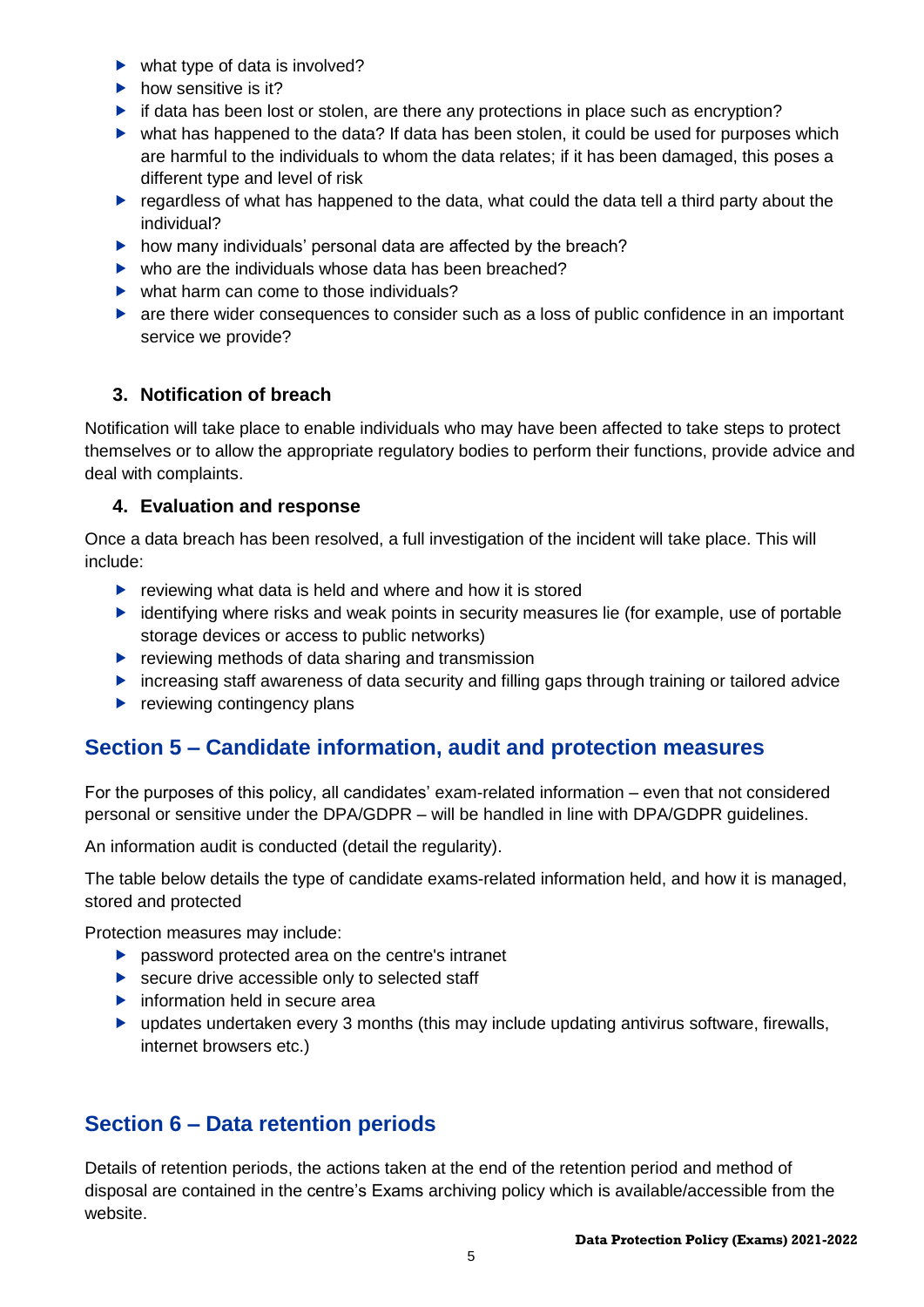- what type of data is involved?
- how sensitive is it?
- if data has been lost or stolen, are there any protections in place such as encryption?
- what has happened to the data? If data has been stolen, it could be used for purposes which are harmful to the individuals to whom the data relates; if it has been damaged, this poses a different type and level of risk
- regardless of what has happened to the data, what could the data tell a third party about the individual?
- how many individuals' personal data are affected by the breach?
- who are the individuals whose data has been breached?
- what harm can come to those individuals?
- are there wider consequences to consider such as a loss of public confidence in an important service we provide?

### 3. Notification of breach

Notification will take place to enable individuals who may have been affected to take steps to protect themselves or to allow the appropriate regulatory bodies to perform their functions, provide advice and deal with complaints.

### 4. Evaluation and response

Once a data breach has been resolved, a full investigation of the incident will take place. This will include:

- reviewing what data is held and where and how it is stored
- identifying where risks and weak points in security measures lie (for example, use of portable storage devices or access to public networks)
- reviewing methods of data sharing and transmission
- increasing staff awareness of data security and filling gaps through training or tailored advice
- reviewing contingency plans

## Section 5 – Candidate information, audit and protection measures

For the purposes of this policy, all candidates' exam-related information – even that not considered personal or sensitive under the DPA/GDPR – will be handled in line with DPA/GDPR guidelines.

An information audit is conducted (detail the regularity).

The table below details the type of candidate exams-related information held, and how it is managed, stored and protected

Protection measures may include:

- password protected area on the centre's intranet
- secure drive accessible only to selected staff
- information held in secure area
- updates undertaken every 3 months (this may include updating antivirus software, firewalls, internet browsers etc.)

## Section 6 – Data retention periods

Details of retention periods, the actions taken at the end of the retention period and method of disposal are contained in the centre's Exams archiving policy which is available/accessible from the website.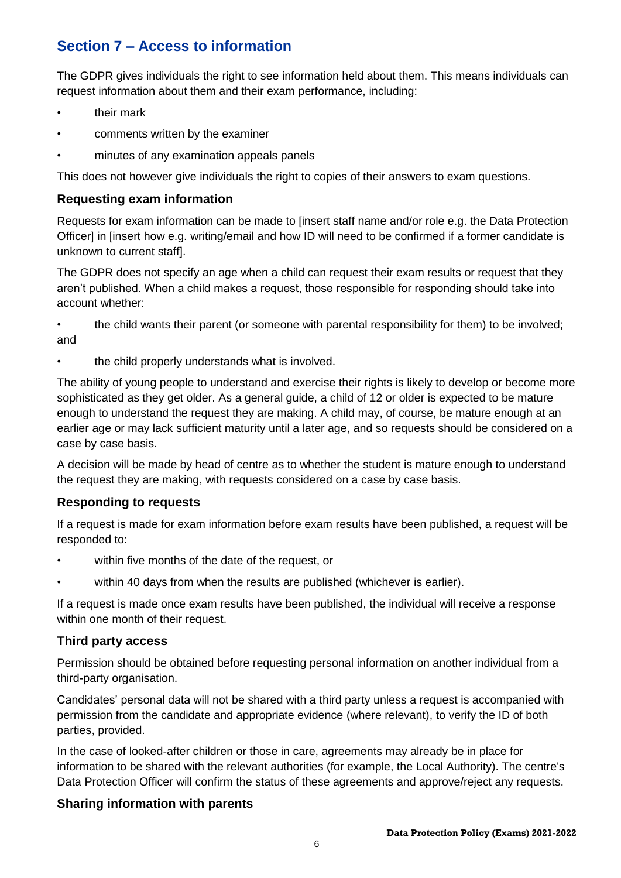## Section 7 – Access to information

The GDPR gives individuals the right to see information held about them. This means individuals can request information about them and their exam performance, including:

- their mark
- comments written by the examiner
- minutes of any examination appeals panels

This does not however give individuals the right to copies of their answers to exam questions.

### Requesting exam information

Requests for exam information can be made to [insert staff name and/or role e.g. the Data Protection Officer] in [insert how e.g. writing/email and how ID will need to be confirmed if a former candidate is unknown to current staff].

The GDPR does not specify an age when a child can request their exam results or request that they aren't published. When a child makes a request, those responsible for responding should take into account whether:

- the child wants their parent (or someone with parental responsibility for them) to be involved; and
- the child properly understands what is involved.

The ability of young people to understand and exercise their rights is likely to develop or become more sophisticated as they get older. As a general guide, a child of 12 or older is expected to be mature enough to understand the request they are making. A child may, of course, be mature enough at an earlier age or may lack sufficient maturity until a later age, and so requests should be considered on a case by case basis.

A decision will be made by head of centre as to whether the student is mature enough to understand the request they are making, with requests considered on a case by case basis.

### Responding to requests

If a request is made for exam information before exam results have been published, a request will be responded to:

- within five months of the date of the request, or
- within 40 days from when the results are published (whichever is earlier).

If a request is made once exam results have been published, the individual will receive a response within one month of their request.

### Third party access

Permission should be obtained before requesting personal information on another individual from a third-party organisation.

Candidates' personal data will not be shared with a third party unless a request is accompanied with permission from the candidate and appropriate evidence (where relevant), to verify the ID of both parties, provided.

In the case of looked-after children or those in care, agreements may already be in place for information to be shared with the relevant authorities (for example, the Local Authority). The centre's Data Protection Officer will confirm the status of these agreements and approve/reject any requests.

### Sharing information with parents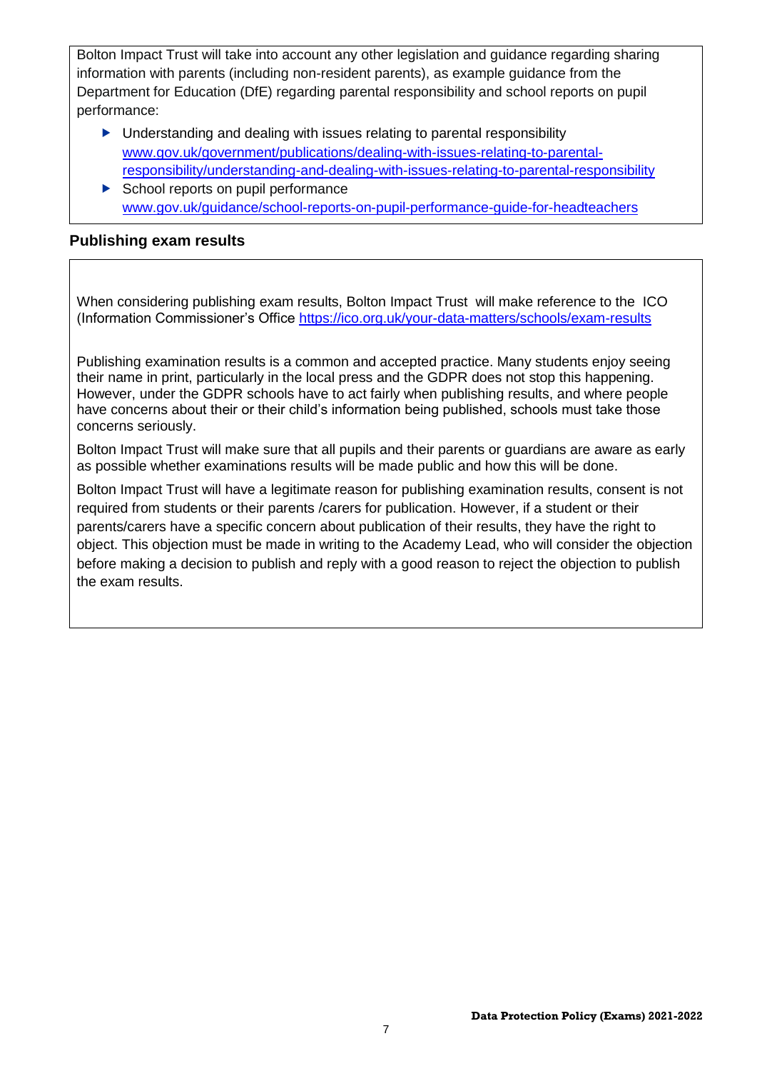Bolton Impact Trust will take into account any other legislation and guidance regarding sharing information with parents (including non-resident parents), as example guidance from the Department for Education (DfE) regarding parental responsibility and school reports on pupil performance:

- Understanding and dealing with issues relating to parental responsibility www.gov.uk/government/publications/dealing-with-issues-relating-to-parental-responsibility/understanding-and-dealing-with-issues-relating-to-parental-responsibility
- School reports on pupil performance www.gov.uk/guidance/school-reports-on-pupil-performance-guide-for-headteachers

## Publishing exam results

When considering publishing exam results, Bolton Impact Trust will make reference to the ICO (Information Commissioner's Office https://ico.org.uk/your-data-matters/schools/exam-results

Publishing examination results is a common and accepted practice. Many students enjoy seeing their name in print, particularly in the local press and the GDPR does not stop this happening. However, under the GDPR schools have to act fairly when publishing results, and where people have concerns about their or their child's information being published, schools must take those concerns seriously.

Bolton Impact Trust will make sure that all pupils and their parents or guardians are aware as early as possible whether examinations results will be made public and how this will be done.

Bolton Impact Trust will have a legitimate reason for publishing examination results, consent is not required from students or their parents /carers for publication. However, if a student or their parents/carers have a specific concern about publication of their results, they have the right to object. This objection must be made in writing to the Academy Lead, who will consider the objection before making a decision to publish and reply with a good reason to reject the objection to publish the exam results.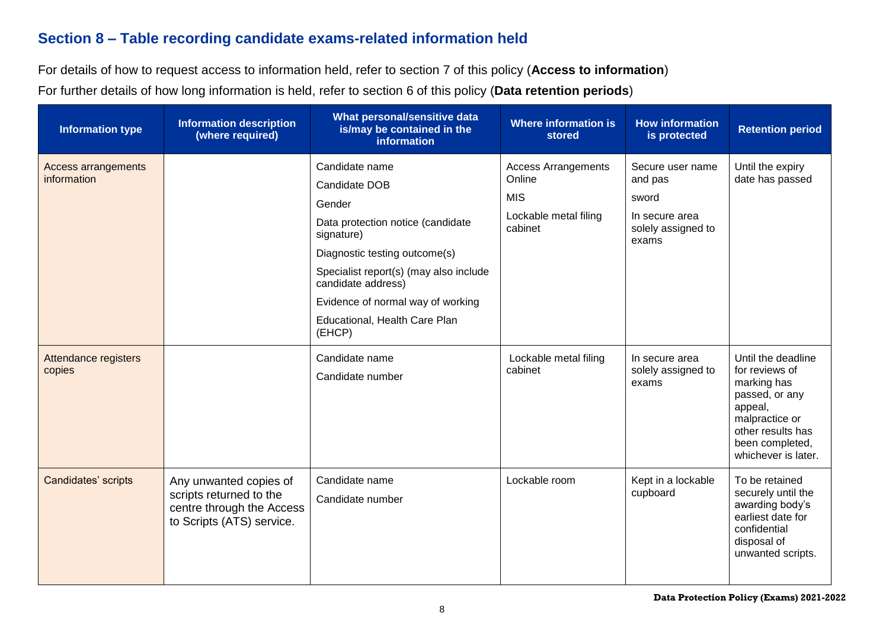## Section 8 – Table recording candidate exams-related information held

For details of how to request access to information held, refer to section 7 of this policy (**Access to information**)

For further details of how long information is held, refer to section 6 of this policy (**Data retention periods**)

| Information type | Information description (where required) | What personal/sensitive data is/may be contained in the information | Where information is stored | How information is protected | Retention period |
|---|---|---|---|---|---|
| Access arrangements information | | Candidate name<br>Candidate DOB<br>Gender<br>Data protection notice (candidate signature)<br>Diagnostic testing outcome(s)<br>Specialist report(s) (may also include candidate address)<br>Evidence of normal way of working<br>Educational, Health Care Plan (EHCP) | Access Arrangements Online<br>MIS<br>Lockable metal filing cabinet | Secure user name and pas<br>sword<br>In secure area solely assigned to exams | Until the expiry date has passed |
| Attendance registers copies | | Candidate name<br>Candidate number | Lockable metal filing cabinet | In secure area solely assigned to exams | Until the deadline for reviews of marking has passed, or any appeal, malpractice or other results has been completed, whichever is later. |
| Candidates' scripts | Any unwanted copies of scripts returned to the centre through the Access to Scripts (ATS) service. | Candidate name<br>Candidate number | Lockable room | Kept in a lockable cupboard | To be retained securely until the awarding body's earliest date for confidential disposal of unwanted scripts. |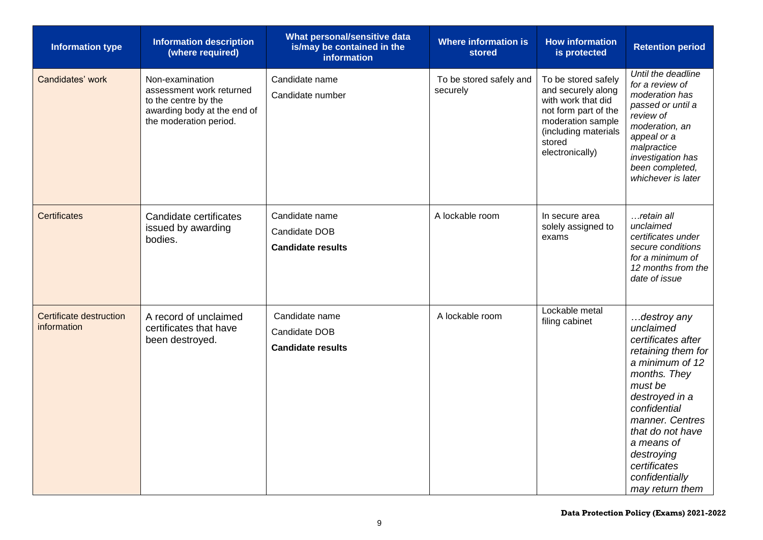| Information type | Information description (where required) | What personal/sensitive data is/may be contained in the information | Where information is stored | How information is protected | Retention period |
|---|---|---|---|---|---|
| Candidates' work | Non-examination assessment work returned to the centre by the awarding body at the end of the moderation period. | Candidate name<br>Candidate number | To be stored safely and securely | To be stored safely and securely along with work that did not form part of the moderation sample (including materials stored electronically) | *Until the deadline for a review of moderation has passed or until a review of moderation, an appeal or a malpractice investigation has been completed, whichever is later* |
| Certificates | Candidate certificates issued by awarding bodies. | Candidate name<br>Candidate DOB<br>**Candidate results** | A lockable room | In secure area solely assigned to exams | *…retain all unclaimed certificates under secure conditions for a minimum of 12 months from the date of issue* |
| Certificate destruction information | A record of unclaimed certificates that have been destroyed. | Candidate name<br>Candidate DOB<br>**Candidate results** | A lockable room | Lockable metal filing cabinet | *…destroy any unclaimed certificates after retaining them for a minimum of 12 months. They must be destroyed in a confidential manner. Centres that do not have a means of destroying certificates confidentially may return them* |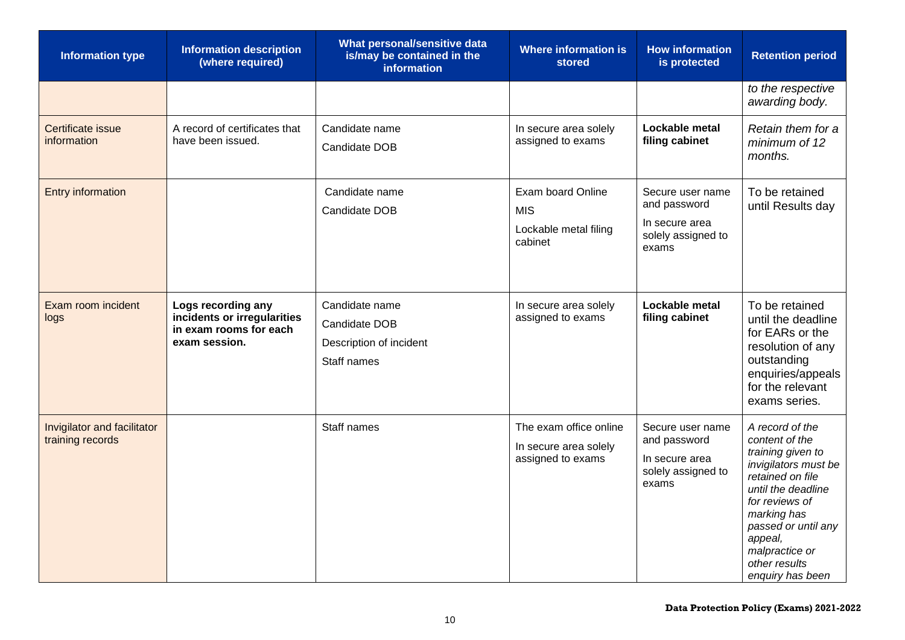| Information type | Information description (where required) | What personal/sensitive data is/may be contained in the information | Where information is stored | How information is protected | Retention period |
|---|---|---|---|---|---|
| | | | | | *to the respective awarding body.* |
| Certificate issue information | A record of certificates that have been issued. | Candidate name<br>Candidate DOB | In secure area solely assigned to exams | **Lockable metal filing cabinet** | *Retain them for a minimum of 12 months.* |
| Entry information | | Candidate name<br>Candidate DOB | Exam board Online<br>MIS<br>Lockable metal filing cabinet | Secure user name and password<br>In secure area solely assigned to exams | To be retained until Results day |
| Exam room incident logs | **Logs recording any incidents or irregularities in exam rooms for each exam session.** | Candidate name<br>Candidate DOB<br>Description of incident<br>Staff names | In secure area solely assigned to exams | **Lockable metal filing cabinet** | To be retained until the deadline for EARs or the resolution of any outstanding enquiries/appeals for the relevant exams series. |
| Invigilator and facilitator training records | | Staff names | The exam office online<br>In secure area solely assigned to exams | Secure user name and password<br>In secure area solely assigned to exams | *A record of the content of the training given to invigilators must be retained on file until the deadline for reviews of marking has passed or until any appeal, malpractice or other results enquiry has been* |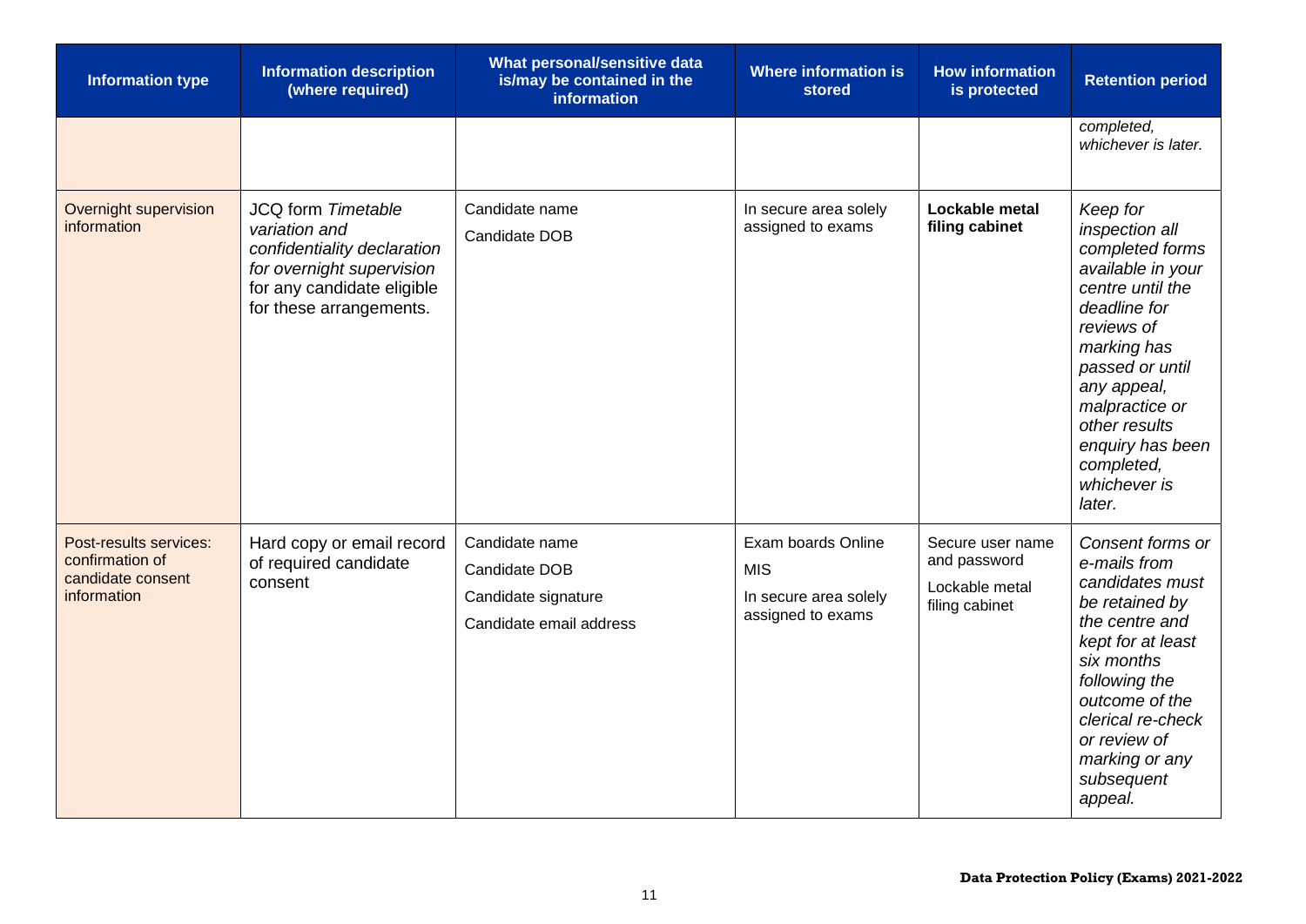| Information type | Information description (where required) | What personal/sensitive data is/may be contained in the information | Where information is stored | How information is protected | Retention period |
|---|---|---|---|---|---|
| | | | | | *completed, whichever is later.* |
| Overnight supervision information | JCQ form *Timetable variation and confidentiality declaration for overnight supervision* for any candidate eligible for these arrangements. | Candidate name<br>Candidate DOB | In secure area solely assigned to exams | **Lockable metal filing cabinet** | *Keep for inspection all completed forms available in your centre until the deadline for reviews of marking has passed or until any appeal, malpractice or other results enquiry has been completed, whichever is later.* |
| Post-results services: confirmation of candidate consent information | Hard copy or email record of required candidate consent | Candidate name<br>Candidate DOB<br>Candidate signature<br>Candidate email address | Exam boards Online<br>MIS<br>In secure area solely assigned to exams | Secure user name and password<br>Lockable metal filing cabinet | *Consent forms or e-mails from candidates must be retained by the centre and kept for at least six months following the outcome of the clerical re-check or review of marking or any subsequent appeal.* |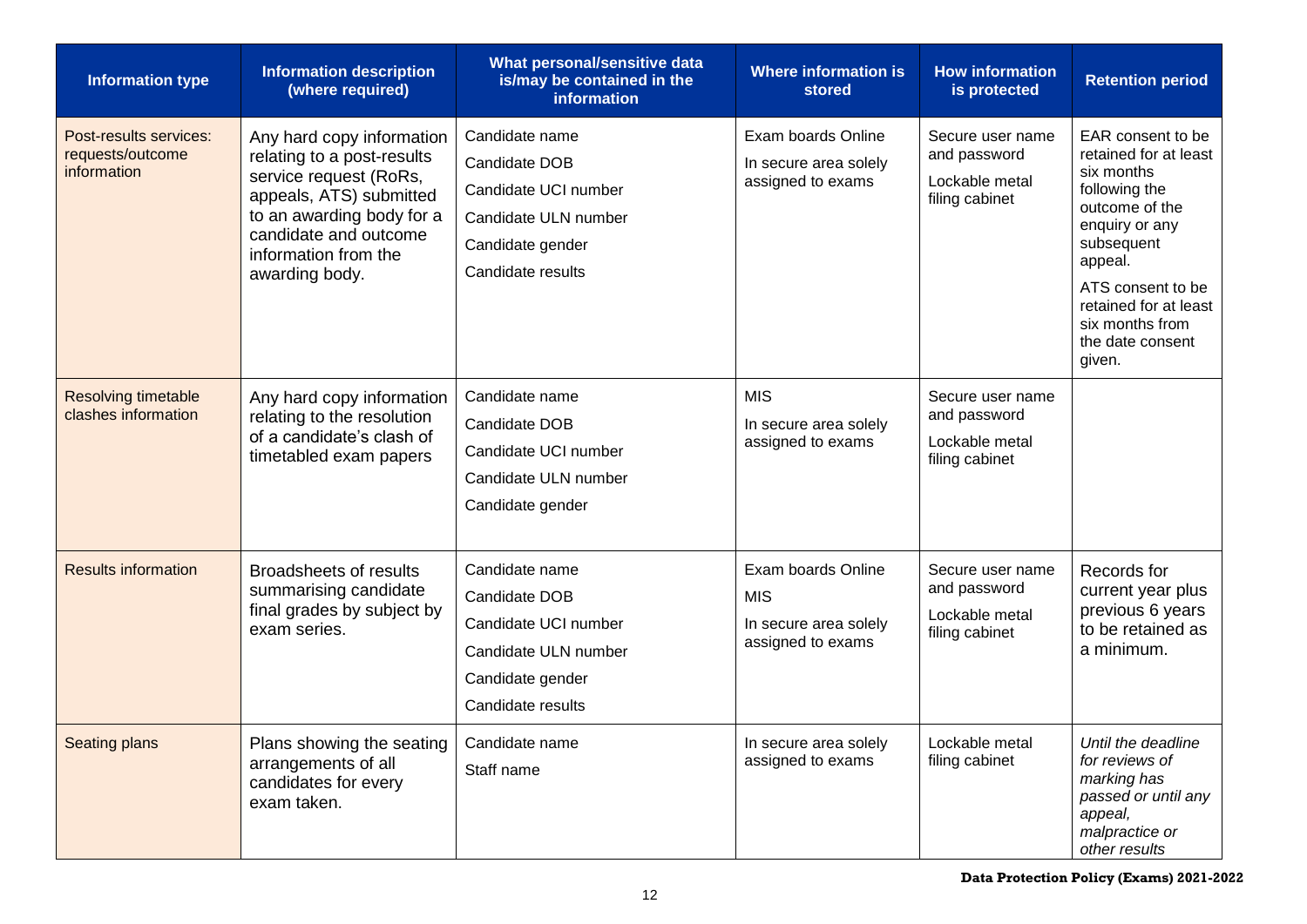| Information type | Information description (where required) | What personal/sensitive data is/may be contained in the information | Where information is stored | How information is protected | Retention period |
|---|---|---|---|---|---|
| Post-results services: requests/outcome information | Any hard copy information relating to a post-results service request (RoRs, appeals, ATS) submitted to an awarding body for a candidate and outcome information from the awarding body. | Candidate name<br>Candidate DOB<br>Candidate UCI number<br>Candidate ULN number<br>Candidate gender<br>Candidate results | Exam boards Online<br>In secure area solely assigned to exams | Secure user name and password<br>Lockable metal filing cabinet | EAR consent to be retained for at least six months following the outcome of the enquiry or any subsequent appeal.<br>ATS consent to be retained for at least six months from the date consent given. |
| Resolving timetable clashes information | Any hard copy information relating to the resolution of a candidate's clash of timetabled exam papers | Candidate name<br>Candidate DOB<br>Candidate UCI number<br>Candidate ULN number<br>Candidate gender | MIS<br>In secure area solely assigned to exams | Secure user name and password<br>Lockable metal filing cabinet | |
| Results information | Broadsheets of results summarising candidate final grades by subject by exam series. | Candidate name<br>Candidate DOB<br>Candidate UCI number<br>Candidate ULN number<br>Candidate gender<br>Candidate results | Exam boards Online<br>MIS<br>In secure area solely assigned to exams | Secure user name and password<br>Lockable metal filing cabinet | Records for current year plus previous 6 years to be retained as a minimum. |
| Seating plans | Plans showing the seating arrangements of all candidates for every exam taken. | Candidate name<br>Staff name | In secure area solely assigned to exams | Lockable metal filing cabinet | *Until the deadline for reviews of marking has passed or until any appeal, malpractice or other results* |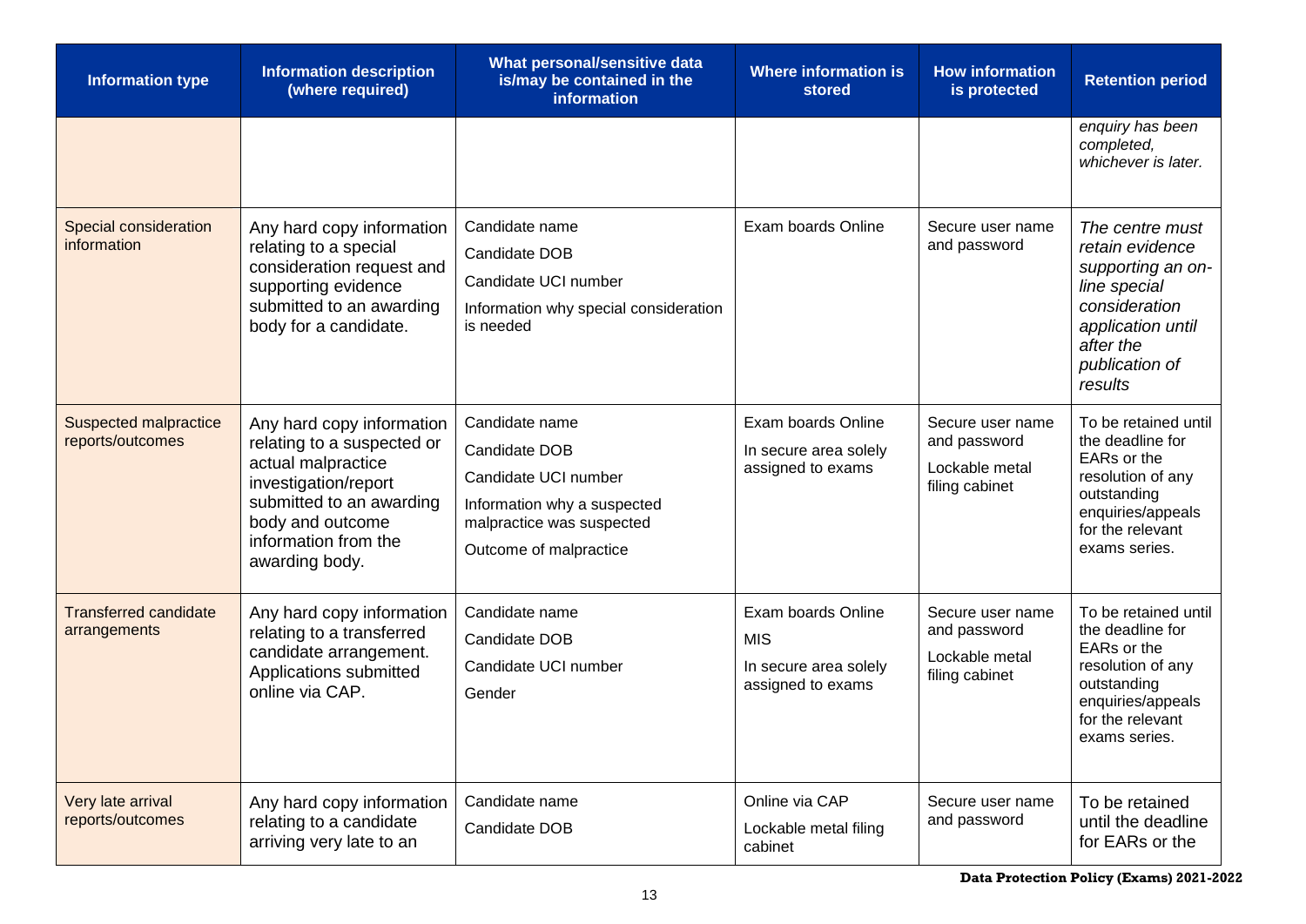| Information type | Information description (where required) | What personal/sensitive data is/may be contained in the information | Where information is stored | How information is protected | Retention period |
|---|---|---|---|---|---|
| | | | | | *enquiry has been completed, whichever is later.* |
| Special consideration information | Any hard copy information relating to a special consideration request and supporting evidence submitted to an awarding body for a candidate. | Candidate name<br>Candidate DOB<br>Candidate UCI number<br>Information why special consideration is needed | Exam boards Online | Secure user name and password | *The centre must retain evidence supporting an on-line special consideration application until after the publication of results* |
| Suspected malpractice reports/outcomes | Any hard copy information relating to a suspected or actual malpractice investigation/report submitted to an awarding body and outcome information from the awarding body. | Candidate name<br>Candidate DOB<br>Candidate UCI number<br>Information why a suspected malpractice was suspected<br>Outcome of malpractice | Exam boards Online<br>In secure area solely assigned to exams | Secure user name and password<br>Lockable metal filing cabinet | To be retained until the deadline for EARs or the resolution of any outstanding enquiries/appeals for the relevant exams series. |
| Transferred candidate arrangements | Any hard copy information relating to a transferred candidate arrangement. Applications submitted online via CAP. | Candidate name<br>Candidate DOB<br>Candidate UCI number<br>Gender | Exam boards Online<br>MIS<br>In secure area solely assigned to exams | Secure user name and password<br>Lockable metal filing cabinet | To be retained until the deadline for EARs or the resolution of any outstanding enquiries/appeals for the relevant exams series. |
| Very late arrival reports/outcomes | Any hard copy information relating to a candidate arriving very late to an | Candidate name<br>Candidate DOB | Online via CAP<br>Lockable metal filing cabinet | Secure user name and password | To be retained until the deadline for EARs or the |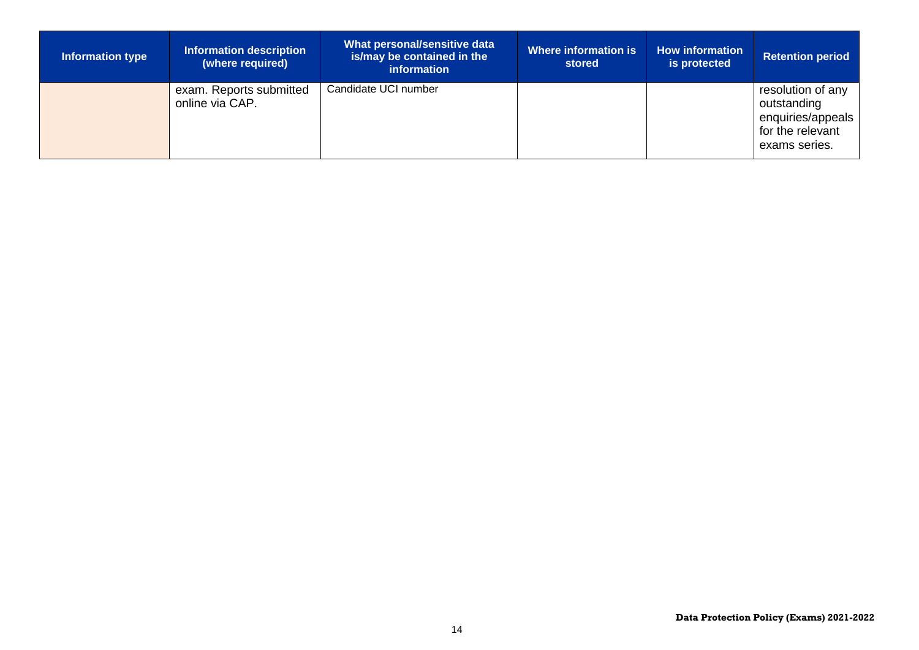| Information type | Information description (where required) | What personal/sensitive data is/may be contained in the information | Where information is stored | How information is protected | Retention period |
| --- | --- | --- | --- | --- | --- |
| | exam. Reports submitted online via CAP. | Candidate UCI number | | | resolution of any outstanding enquiries/appeals for the relevant exams series. |